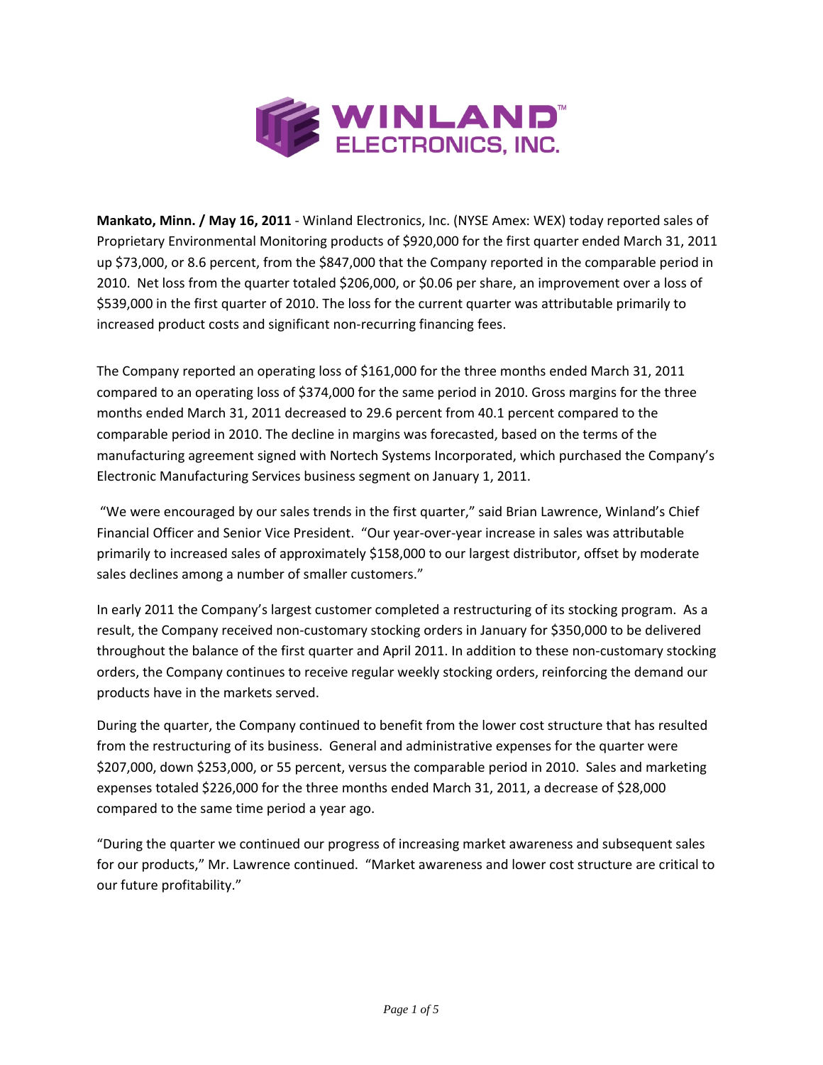**Mankato, Minn. / May 16, 2011** - Winland Electronics, Inc. (NYSE Amex: WEX) today reported sales of Proprietary Environmental Monitoring products of $920,000 for the first quarter ended March 31, 2011 up $73,000, or 8.6 percent, from the $847,000 that the Company reported in the comparable period in 2010. Net loss from the quarter totaled $206,000, or $0.06 per share, an improvement over a loss of $539,000 in the first quarter of 2010. The loss for the current quarter was attributable primarily to increased product costs and significant non-recurring financing fees.

The Company reported an operating loss of $161,000 for the three months ended March 31, 2011 compared to an operating loss of $374,000 for the same period in 2010. Gross margins for the three months ended March 31, 2011 decreased to 29.6 percent from 40.1 percent compared to the comparable period in 2010. The decline in margins was forecasted, based on the terms of the manufacturing agreement signed with Nortech Systems Incorporated, which purchased the Company's Electronic Manufacturing Services business segment on January 1, 2011.

"We were encouraged by our sales trends in the first quarter," said Brian Lawrence, Winland's Chief Financial Officer and Senior Vice President. "Our year-over-year increase in sales was attributable primarily to increased sales of approximately $158,000 to our largest distributor, offset by moderate sales declines among a number of smaller customers."

In early 2011 the Company's largest customer completed a restructuring of its stocking program. As a result, the Company received non-customary stocking orders in January for $350,000 to be delivered throughout the balance of the first quarter and April 2011. In addition to these non-customary stocking orders, the Company continues to receive regular weekly stocking orders, reinforcing the demand our products have in the markets served.

During the quarter, the Company continued to benefit from the lower cost structure that has resulted from the restructuring of its business. General and administrative expenses for the quarter were $207,000, down $253,000, or 55 percent, versus the comparable period in 2010. Sales and marketing expenses totaled $226,000 for the three months ended March 31, 2011, a decrease of $28,000 compared to the same time period a year ago.

"During the quarter we continued our progress of increasing market awareness and subsequent sales for our products," Mr. Lawrence continued. "Market awareness and lower cost structure are critical to our future profitability."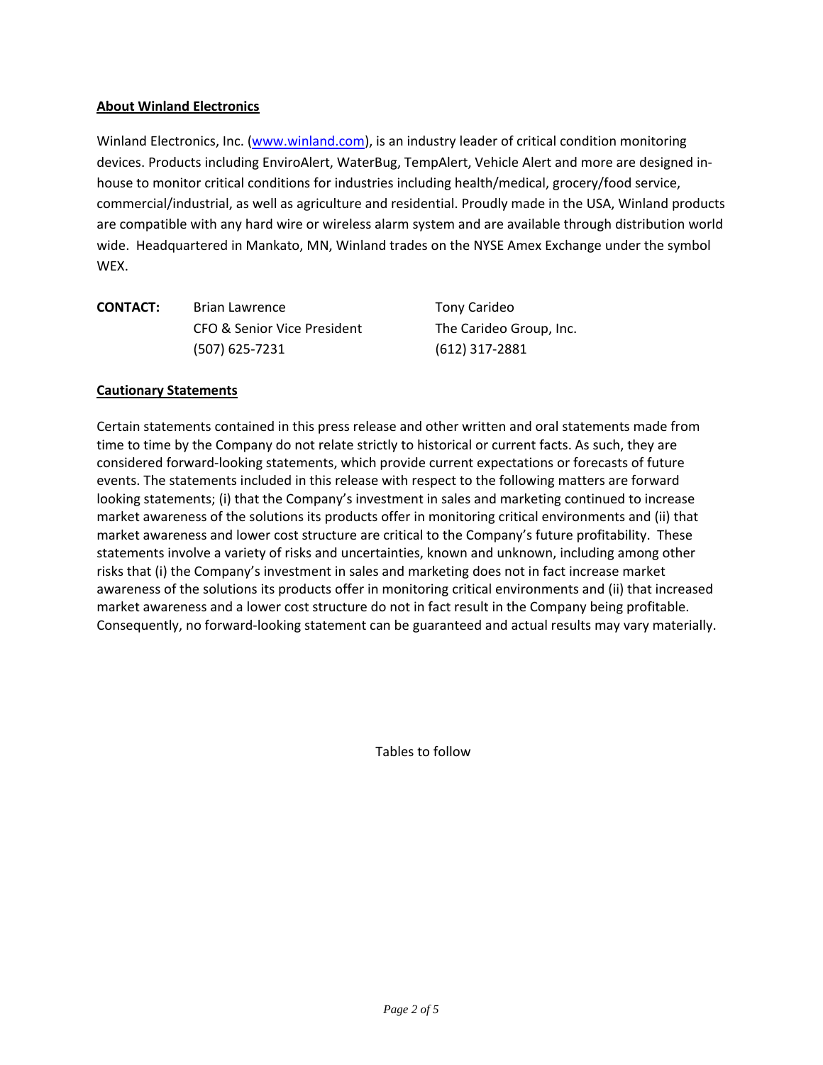**About Winland Electronics**

Winland Electronics, Inc. (www.winland.com), is an industry leader of critical condition monitoring devices. Products including EnviroAlert, WaterBug, TempAlert, Vehicle Alert and more are designed in-house to monitor critical conditions for industries including health/medical, grocery/food service, commercial/industrial, as well as agriculture and residential. Proudly made in the USA, Winland products are compatible with any hard wire or wireless alarm system and are available through distribution world wide. Headquartered in Mankato, MN, Winland trades on the NYSE Amex Exchange under the symbol WEX.

| **CONTACT:** | Brian Lawrence | Tony Carideo |
|---|---|---|
| | CFO & Senior Vice President | The Carideo Group, Inc. |
| | (507) 625-7231 | (612) 317-2881 |

**Cautionary Statements**

Certain statements contained in this press release and other written and oral statements made from time to time by the Company do not relate strictly to historical or current facts. As such, they are considered forward-looking statements, which provide current expectations or forecasts of future events. The statements included in this release with respect to the following matters are forward looking statements; (i) that the Company's investment in sales and marketing continued to increase market awareness of the solutions its products offer in monitoring critical environments and (ii) that market awareness and lower cost structure are critical to the Company's future profitability. These statements involve a variety of risks and uncertainties, known and unknown, including among other risks that (i) the Company's investment in sales and marketing does not in fact increase market awareness of the solutions its products offer in monitoring critical environments and (ii) that increased market awareness and a lower cost structure do not in fact result in the Company being profitable. Consequently, no forward-looking statement can be guaranteed and actual results may vary materially.

Tables to follow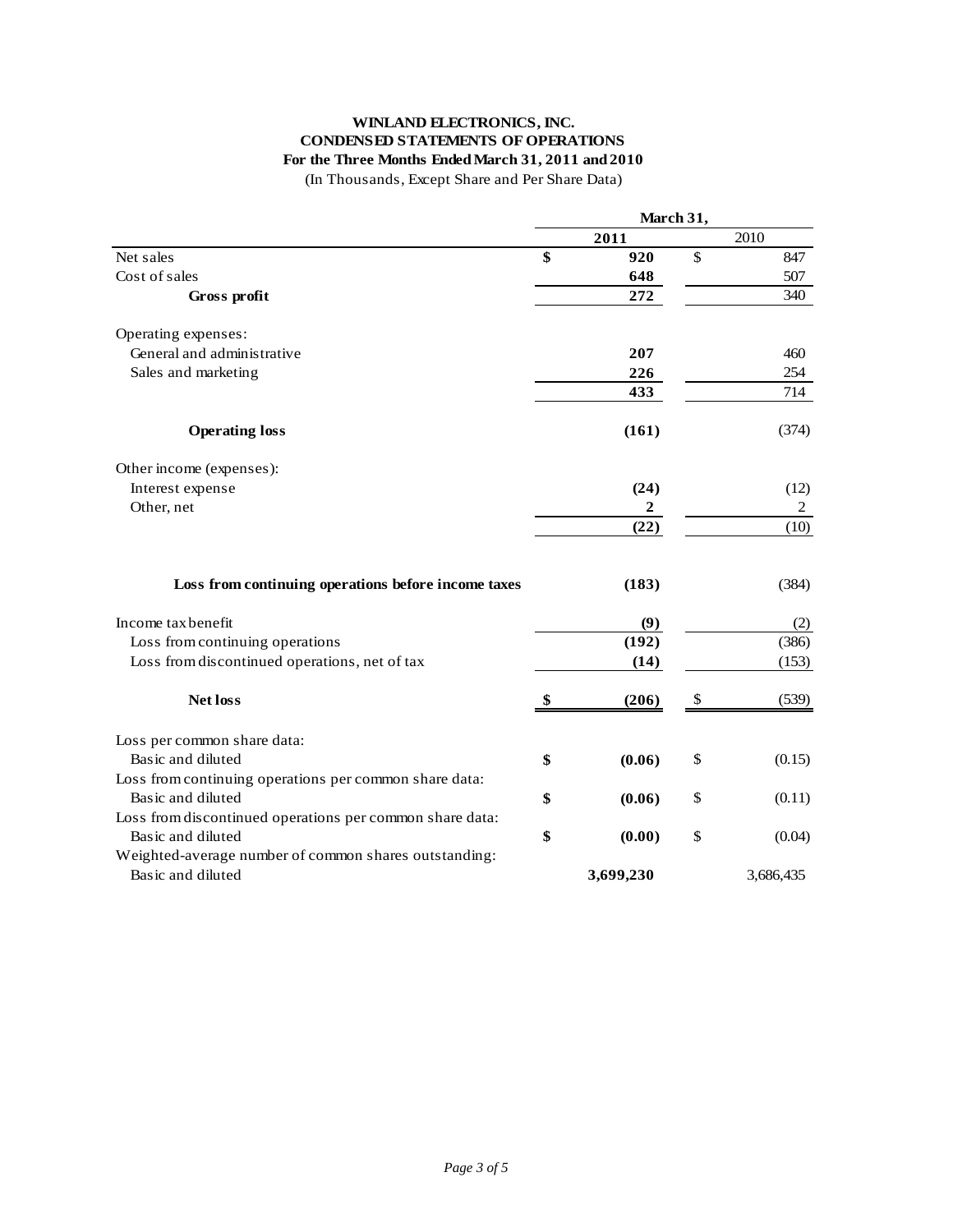**WINLAND ELECTRONICS, INC.**
**CONDENSED STATEMENTS OF OPERATIONS**
**For the Three Months Ended March 31, 2011 and 2010**
(In Thousands, Except Share and Per Share Data)

| | March 31, | |
|---|---|---|
| | **2011** | 2010 |
| Net sales | **$ 920** | $ 847 |
| Cost of sales | **648** | 507 |
| **Gross profit** | **272** | 340 |
| Operating expenses: | | |
| General and administrative | **207** | 460 |
| Sales and marketing | **226** | 254 |
| | **433** | 714 |
| **Operating loss** | **(161)** | (374) |
| Other income (expenses): | | |
| Interest expense | **(24)** | (12) |
| Other, net | **2** | 2 |
| | **(22)** | (10) |
| **Loss from continuing operations before income taxes** | **(183)** | (384) |
| Income tax benefit | **(9)** | (2) |
| Loss from continuing operations | **(192)** | (386) |
| Loss from discontinued operations, net of tax | **(14)** | (153) |
| **Net loss** | **$ (206)** | $ (539) |
| Loss per common share data: | | |
| Basic and diluted | **$ (0.06)** | $ (0.15) |
| Loss from continuing operations per common share data: | | |
| Basic and diluted | **$ (0.06)** | $ (0.11) |
| Loss from discontinued operations per common share data: | | |
| Basic and diluted | **$ (0.00)** | $ (0.04) |
| Weighted-average number of common shares outstanding: | | |
| Basic and diluted | **3,699,230** | 3,686,435 |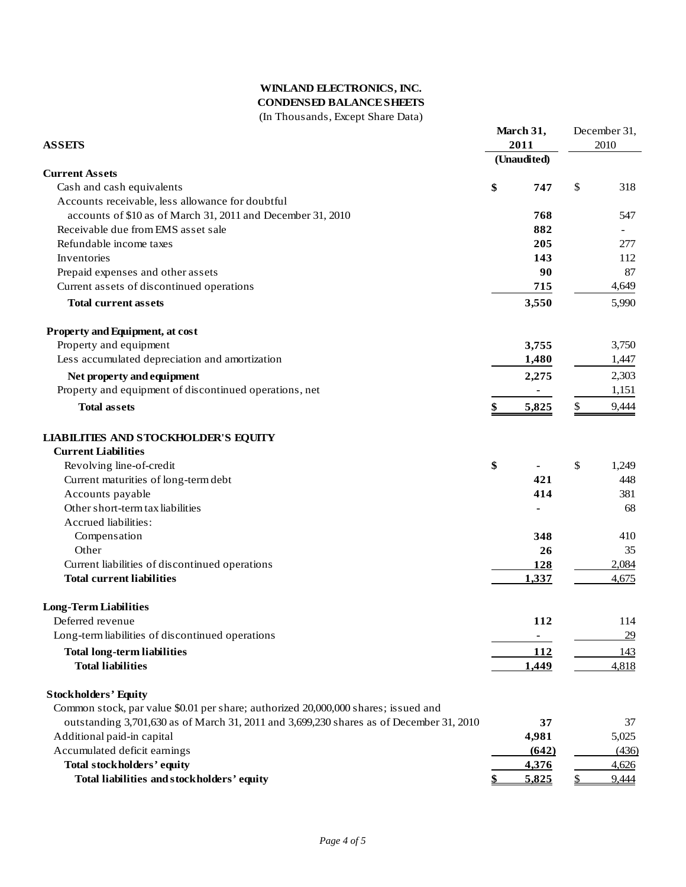# WINLAND ELECTRONICS, INC.
## CONDENSED BALANCE SHEETS
(In Thousands, Except Share Data)

| ASSETS | March 31, 2011 (Unaudited) | December 31, 2010 |
|---|---|---|
| **Current Assets** | | |
| Cash and cash equivalents | $ 747 | $ 318 |
| Accounts receivable, less allowance for doubtful accounts of $10 as of March 31, 2011 and December 31, 2010 | 768 | 547 |
| Receivable due from EMS asset sale | 882 | - |
| Refundable income taxes | 205 | 277 |
| Inventories | 143 | 112 |
| Prepaid expenses and other assets | 90 | 87 |
| Current assets of discontinued operations | 715 | 4,649 |
| **Total current assets** | 3,550 | 5,990 |
| **Property and Equipment, at cost** | | |
| Property and equipment | 3,755 | 3,750 |
| Less accumulated depreciation and amortization | 1,480 | 1,447 |
| **Net property and equipment** | 2,275 | 2,303 |
| Property and equipment of discontinued operations, net | - | 1,151 |
| **Total assets** | $ 5,825 | $ 9,444 |
| **LIABILITIES AND STOCKHOLDER'S EQUITY** | | |
| **Current Liabilities** | | |
| Revolving line-of-credit | $ - | $ 1,249 |
| Current maturities of long-term debt | 421 | 448 |
| Accounts payable | 414 | 381 |
| Other short-term tax liabilities | - | 68 |
| Accrued liabilities: | | |
| Compensation | 348 | 410 |
| Other | 26 | 35 |
| Current liabilities of discontinued operations | 128 | 2,084 |
| **Total current liabilities** | 1,337 | 4,675 |
| **Long-Term Liabilities** | | |
| Deferred revenue | 112 | 114 |
| Long-term liabilities of discontinued operations | - | 29 |
| **Total long-term liabilities** | 112 | 143 |
| **Total liabilities** | 1,449 | 4,818 |
| **Stockholders' Equity** | | |
| Common stock, par value $0.01 per share; authorized 20,000,000 shares; issued and outstanding 3,701,630 as of March 31, 2011 and 3,699,230 shares as of December 31, 2010 | 37 | 37 |
| Additional paid-in capital | 4,981 | 5,025 |
| Accumulated deficit earnings | (642) | (436) |
| **Total stockholders' equity** | 4,376 | 4,626 |
| **Total liabilities and stockholders' equity** | $ 5,825 | $ 9,444 |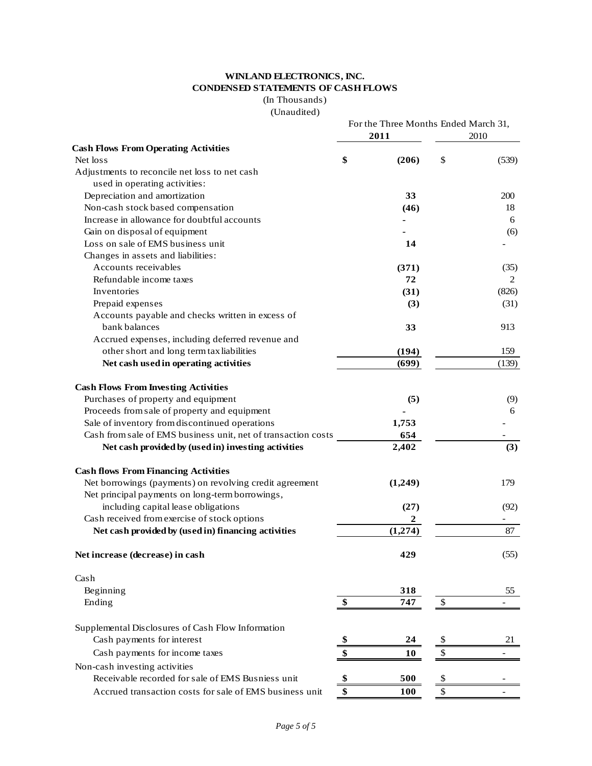**WINLAND ELECTRONICS, INC.**
**CONDENSED STATEMENTS OF CASH FLOWS**
(In Thousands)
(Unaudited)

| | For the Three Months Ended March 31, | |
|---|---|---|
| | **2011** | 2010 |
| **Cash Flows From Operating Activities** | | |
| Net loss | **$ (206)** | $ (539) |
| Adjustments to reconcile net loss to net cash used in operating activities: | | |
| Depreciation and amortization | **33** | 200 |
| Non-cash stock based compensation | **(46)** | 18 |
| Increase in allowance for doubtful accounts | **-** | 6 |
| Gain on disposal of equipment | **-** | (6) |
| Loss on sale of EMS business unit | **14** | - |
| Changes in assets and liabilities: | | |
| Accounts receivables | **(371)** | (35) |
| Refundable income taxes | **72** | 2 |
| Inventories | **(31)** | (826) |
| Prepaid expenses | **(3)** | (31) |
| Accounts payable and checks written in excess of bank balances | **33** | 913 |
| Accrued expenses, including deferred revenue and other short and long term tax liabilities | **(194)** | 159 |
| **Net cash used in operating activities** | **(699)** | (139) |
| **Cash Flows From Investing Activities** | | |
| Purchases of property and equipment | **(5)** | (9) |
| Proceeds from sale of property and equipment | **-** | 6 |
| Sale of inventory from discontinued operations | **1,753** | - |
| Cash from sale of EMS business unit, net of transaction costs | **654** | - |
| **Net cash provided by (used in) investing activities** | **2,402** | **(3)** |
| **Cash flows From Financing Activities** | | |
| Net borrowings (payments) on revolving credit agreement | **(1,249)** | 179 |
| Net principal payments on long-term borrowings, including capital lease obligations | **(27)** | (92) |
| Cash received from exercise of stock options | **2** | - |
| **Net cash provided by (used in) financing activities** | **(1,274)** | 87 |
| **Net increase (decrease) in cash** | **429** | (55) |
| Cash | | |
| Beginning | **318** | 55 |
| Ending | **$ 747** | $ - |
| Supplemental Disclosures of Cash Flow Information | | |
| Cash payments for interest | **$ 24** | $ 21 |
| Cash payments for income taxes | **$ 10** | $ - |
| Non-cash investing activities | | |
| Receivable recorded for sale of EMS Busniess unit | **$ 500** | $ - |
| Accrued transaction costs for sale of EMS business unit | **$ 100** | $ - |